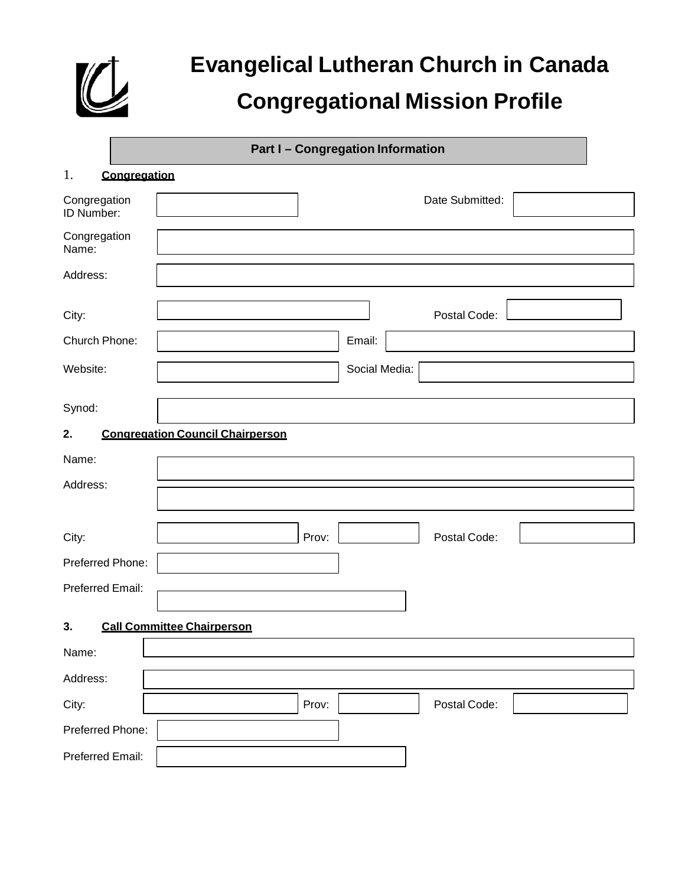# Evangelical Lutheran Church in Canada

# Congregational Mission Profile

## Part I – Congregation Information

### 1. Congregation

Congregation ID Number: 

Date Submitted: 

Congregation Name: 

Address: 

City: 

Postal Code: 

Church Phone: 

Email: 

Website: 

Social Media: 

Synod: 

### 2. Congregation Council Chairperson

Name: 

Address: 

City: 

Prov: 

Postal Code: 

Preferred Phone: 

Preferred Email: 

### 3. Call Committee Chairperson

Name: 

Address: 

City: 

Prov: 

Postal Code: 

Preferred Phone: 

Preferred Email: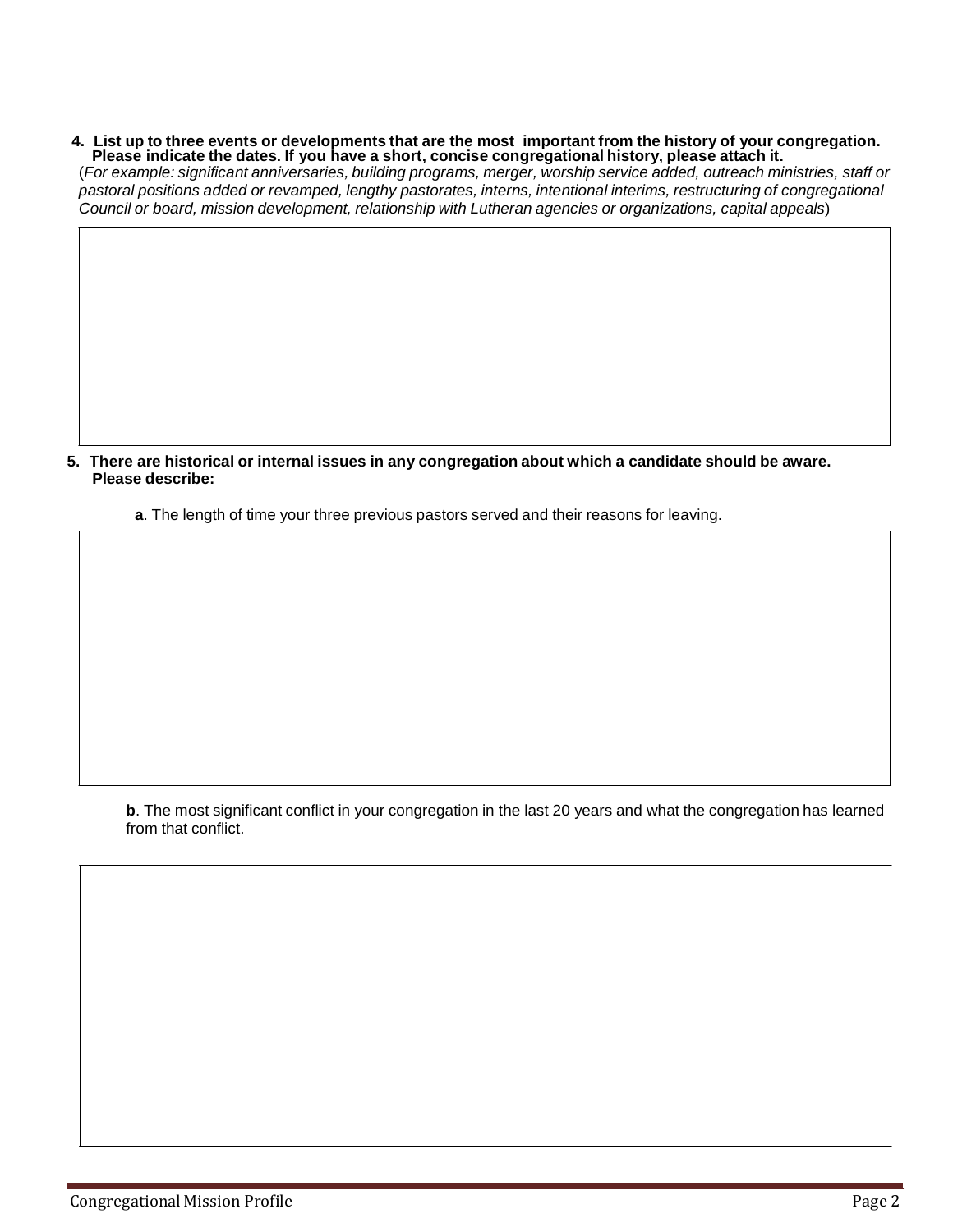**4. List up to three events or developments that are the most important from the history of your congregation. Please indicate the dates. If you have a short, concise congregational history, please attach it.**

(*For example: significant anniversaries, building programs, merger, worship service added, outreach ministries, staff or pastoral positions added or revamped, lengthy pastorates, interns, intentional interims, restructuring of congregational Council or board, mission development, relationship with Lutheran agencies or organizations, capital appeals*)

**5. There are historical or internal issues in any congregation about which a candidate should be aware. Please describe:**

**a**. The length of time your three previous pastors served and their reasons for leaving.

**b**. The most significant conflict in your congregation in the last 20 years and what the congregation has learned from that conflict.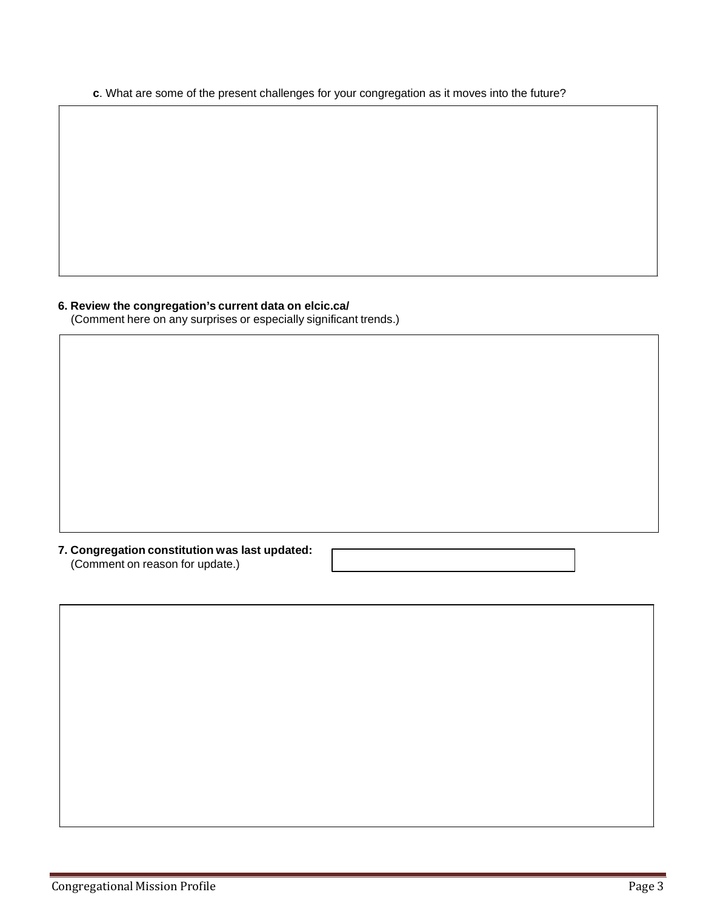**c**. What are some of the present challenges for your congregation as it moves into the future?

**6. Review the congregation's current data on elcic.ca/**
(Comment here on any surprises or especially significant trends.)

**7. Congregation constitution was last updated:**
(Comment on reason for update.)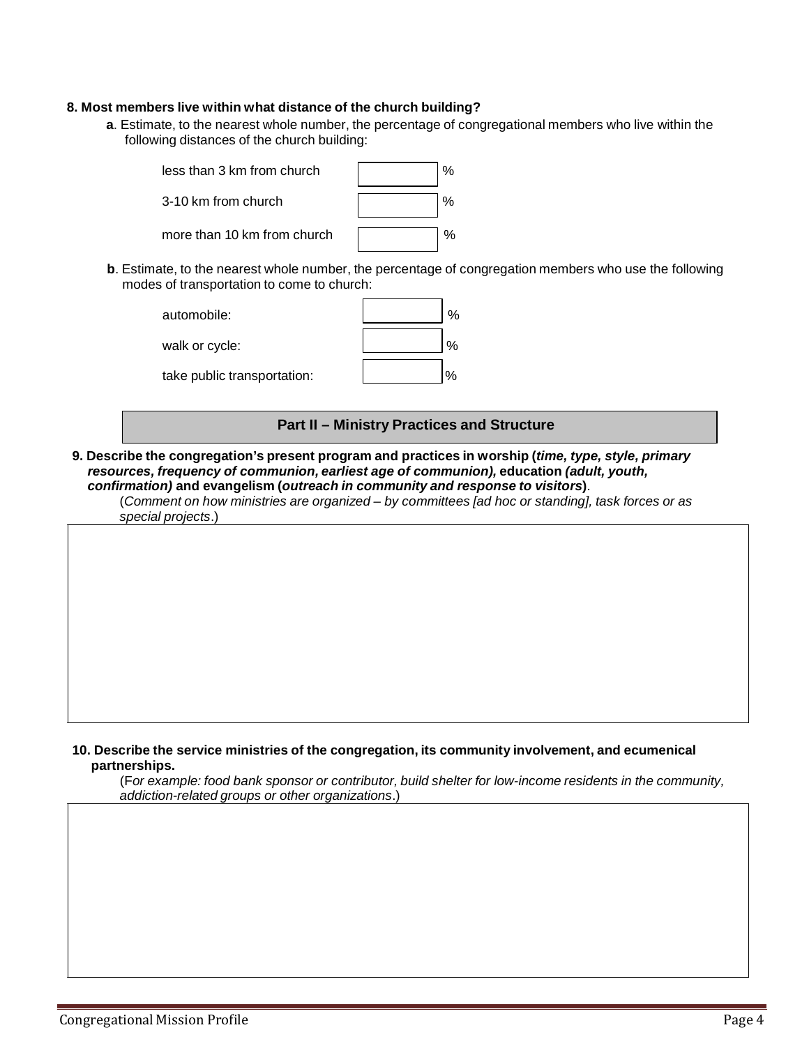**8. Most members live within what distance of the church building?**

**a**. Estimate, to the nearest whole number, the percentage of congregational members who live within the following distances of the church building:

| | |
|---|---|
| less than 3 km from church | % |
| 3-10 km from church | % |
| more than 10 km from church | % |

**b**. Estimate, to the nearest whole number, the percentage of congregation members who use the following modes of transportation to come to church:

| | |
|---|---|
| automobile: | % |
| walk or cycle: | % |
| take public transportation: | % |

## Part II – Ministry Practices and Structure

**9. Describe the congregation's present program and practices in worship (*time, type, style, primary resources, frequency of communion, earliest age of communion),* education *(adult, youth, confirmation)* and evangelism (*outreach in community and response to visitors*)**.

(*Comment on how ministries are organized – by committees [ad hoc or standing], task forces or as special projects*.)

**10. Describe the service ministries of the congregation, its community involvement, and ecumenical partnerships.**

(F*or example: food bank sponsor or contributor, build shelter for low-income residents in the community, addiction-related groups or other organizations*.)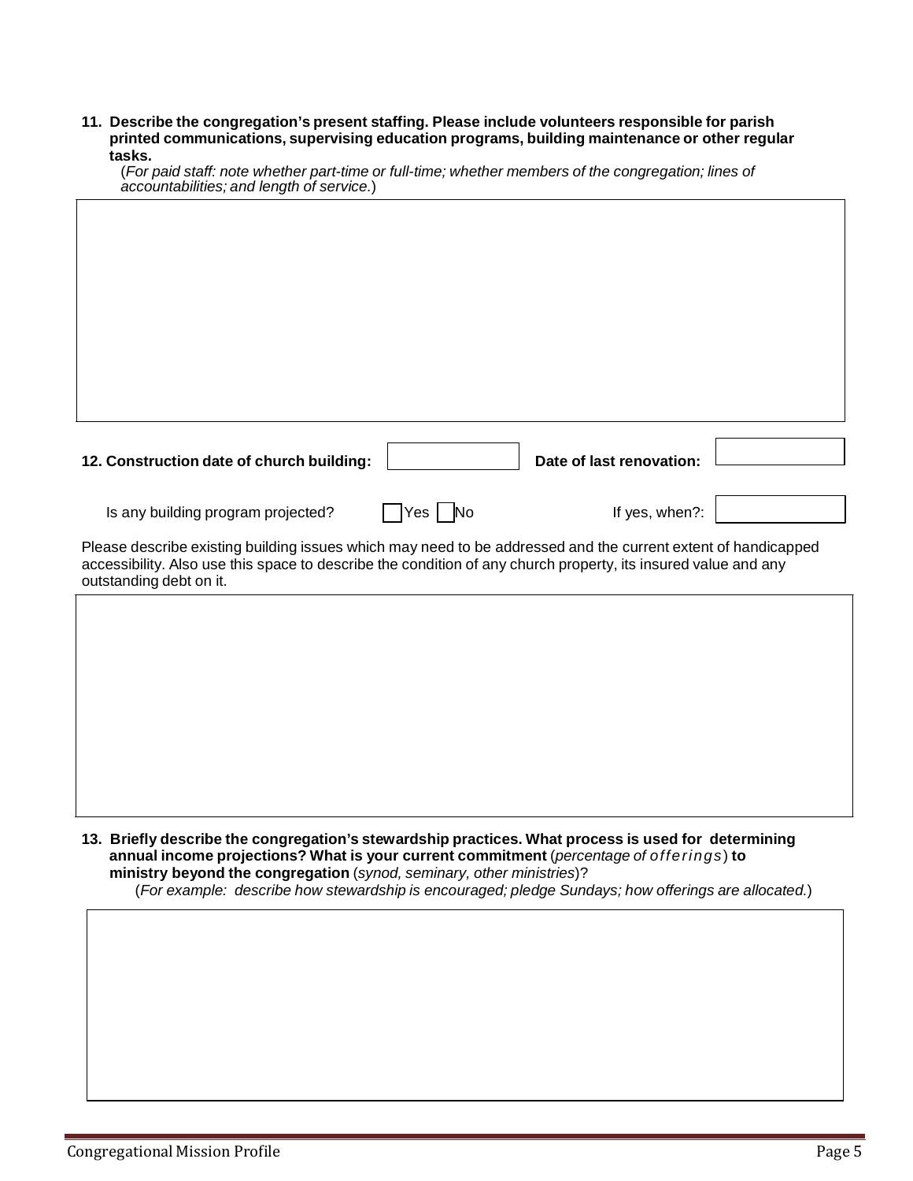**11. Describe the congregation's present staffing. Please include volunteers responsible for parish printed communications, supervising education programs, building maintenance or other regular tasks.**

(*For paid staff: note whether part-time or full-time; whether members of the congregation; lines of accountabilities; and length of service.*)

**12. Construction date of church building:** ______ **Date of last renovation:** ______

Is any building program projected? ☐ Yes ☐ No If yes, when?: ______

Please describe existing building issues which may need to be addressed and the current extent of handicapped accessibility. Also use this space to describe the condition of any church property, its insured value and any outstanding debt on it.

**13. Briefly describe the congregation's stewardship practices. What process is used for determining annual income projections? What is your current commitment** (*percentage of offerings*) **to ministry beyond the congregation** (*synod, seminary, other ministries*)?

(*For example: describe how stewardship is encouraged; pledge Sundays; how offerings are allocated.*)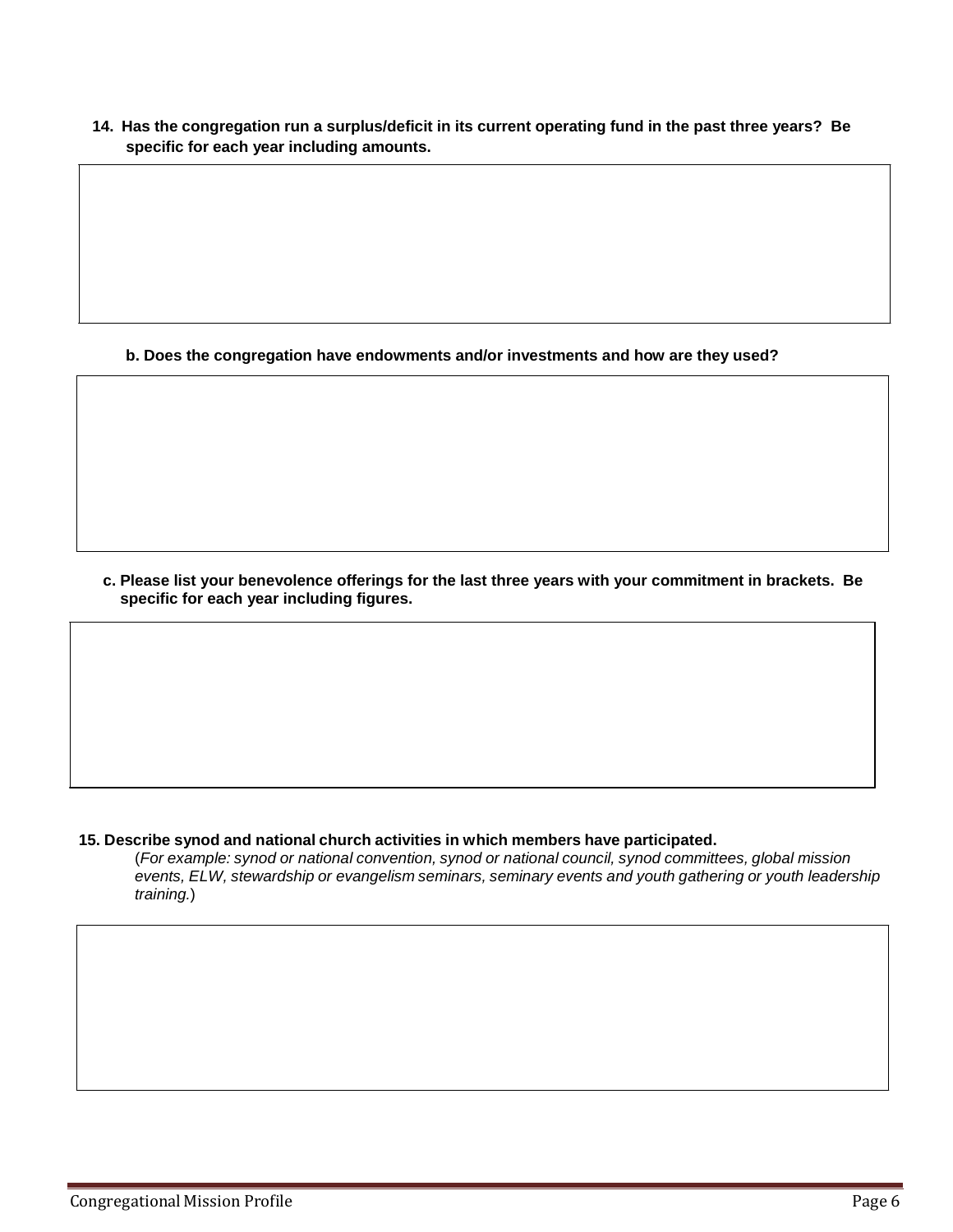**14. Has the congregation run a surplus/deficit in its current operating fund in the past three years? Be specific for each year including amounts.**

**b. Does the congregation have endowments and/or investments and how are they used?**

**c. Please list your benevolence offerings for the last three years with your commitment in brackets. Be specific for each year including figures.**

**15. Describe synod and national church activities in which members have participated.**

(*For example: synod or national convention, synod or national council, synod committees, global mission events, ELW, stewardship or evangelism seminars, seminary events and youth gathering or youth leadership training.*)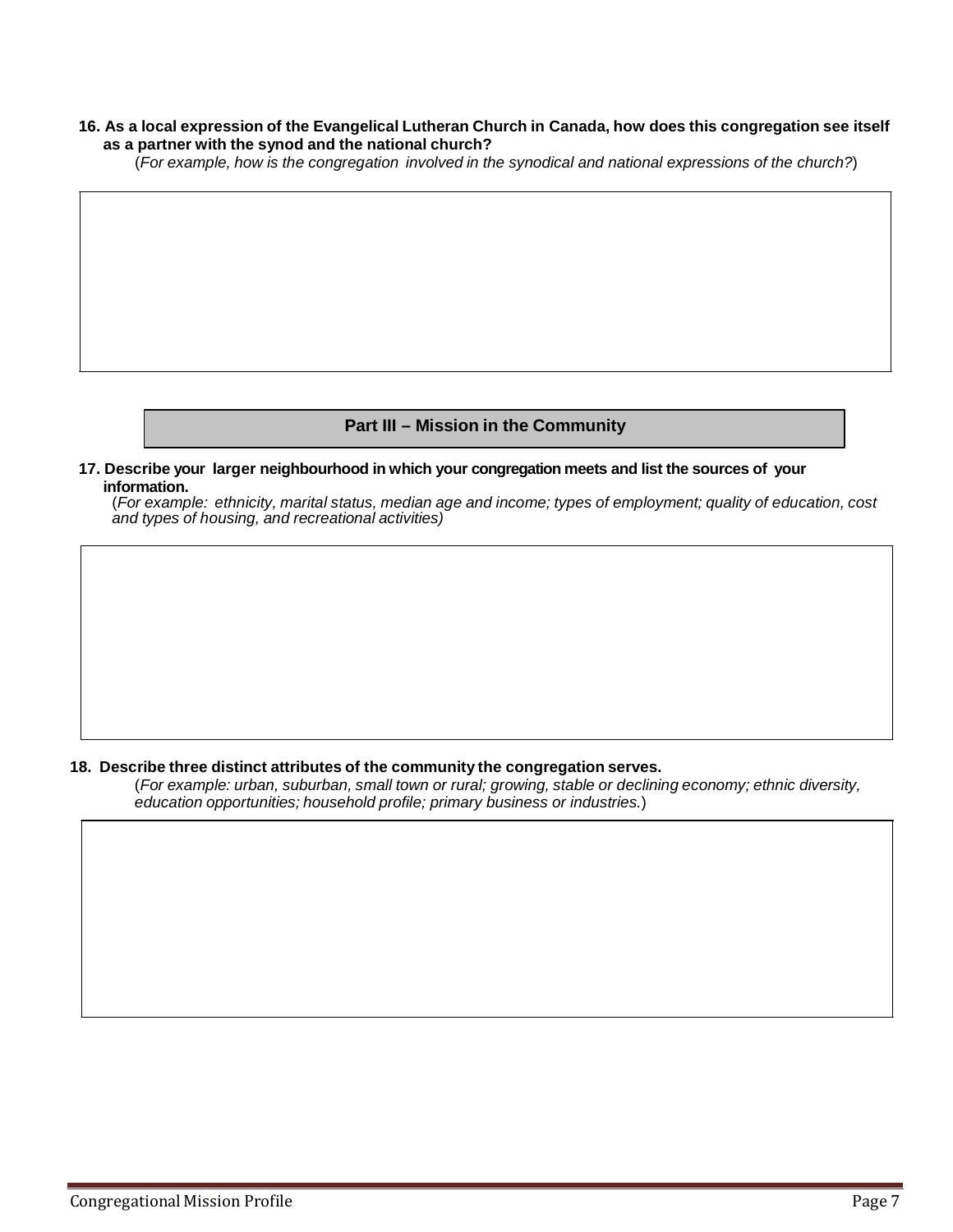**16. As a local expression of the Evangelical Lutheran Church in Canada, how does this congregation see itself as a partner with the synod and the national church?**

(*For example, how is the congregation involved in the synodical and national expressions of the church?*)

## Part III – Mission in the Community

**17. Describe your larger neighbourhood in which your congregation meets and list the sources of your information.**

(*For example: ethnicity, marital status, median age and income; types of employment; quality of education, cost and types of housing, and recreational activities)*

**18. Describe three distinct attributes of the community the congregation serves.**

(*For example: urban, suburban, small town or rural; growing, stable or declining economy; ethnic diversity, education opportunities; household profile; primary business or industries.*)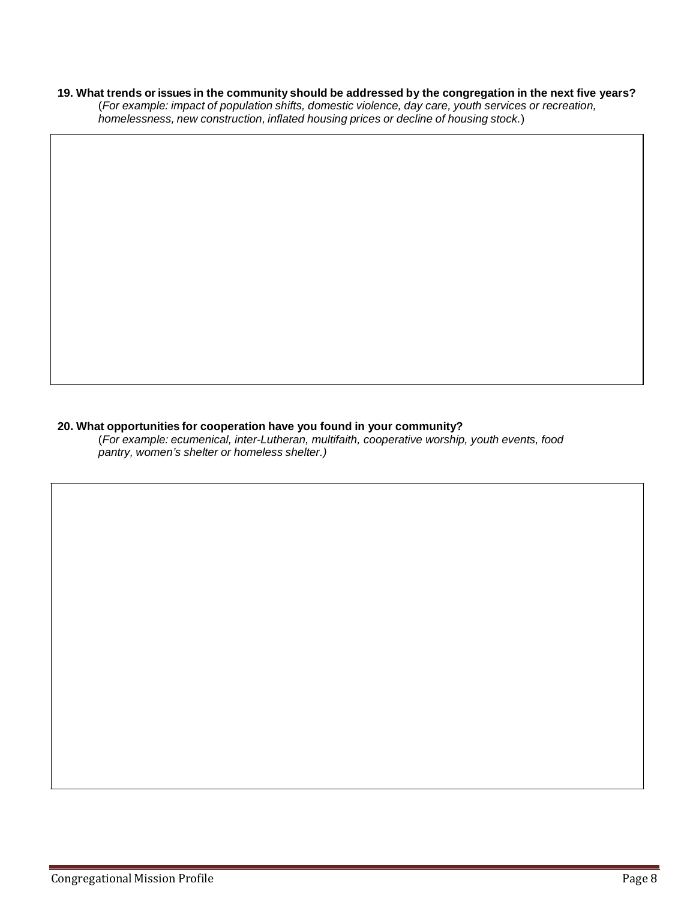**19. What trends or issues in the community should be addressed by the congregation in the next five years?**

(*For example: impact of population shifts, domestic violence, day care, youth services or recreation, homelessness, new construction, inflated housing prices or decline of housing stock.*)

**20. What opportunities for cooperation have you found in your community?**

(*For example: ecumenical, inter-Lutheran, multifaith, cooperative worship, youth events, food pantry, women's shelter or homeless shelter.)*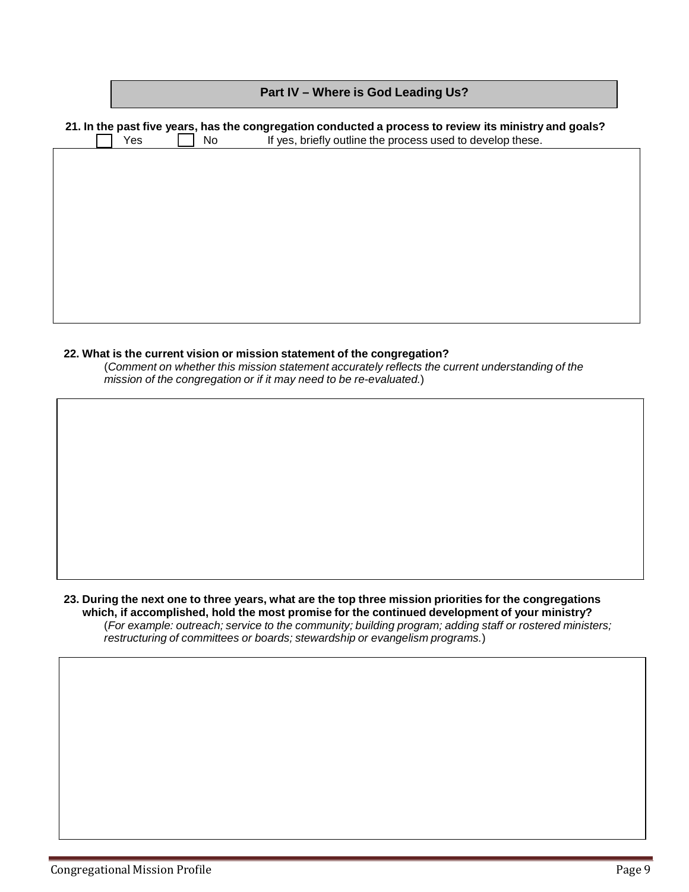## Part IV – Where is God Leading Us?

**21. In the past five years, has the congregation conducted a process to review its ministry and goals?**

☐ Yes ☐ No If yes, briefly outline the process used to develop these.

**22. What is the current vision or mission statement of the congregation?**

(*Comment on whether this mission statement accurately reflects the current understanding of the mission of the congregation or if it may need to be re-evaluated.*)

**23. During the next one to three years, what are the top three mission priorities for the congregations which, if accomplished, hold the most promise for the continued development of your ministry?**

(*For example: outreach; service to the community; building program; adding staff or rostered ministers; restructuring of committees or boards; stewardship or evangelism programs.*)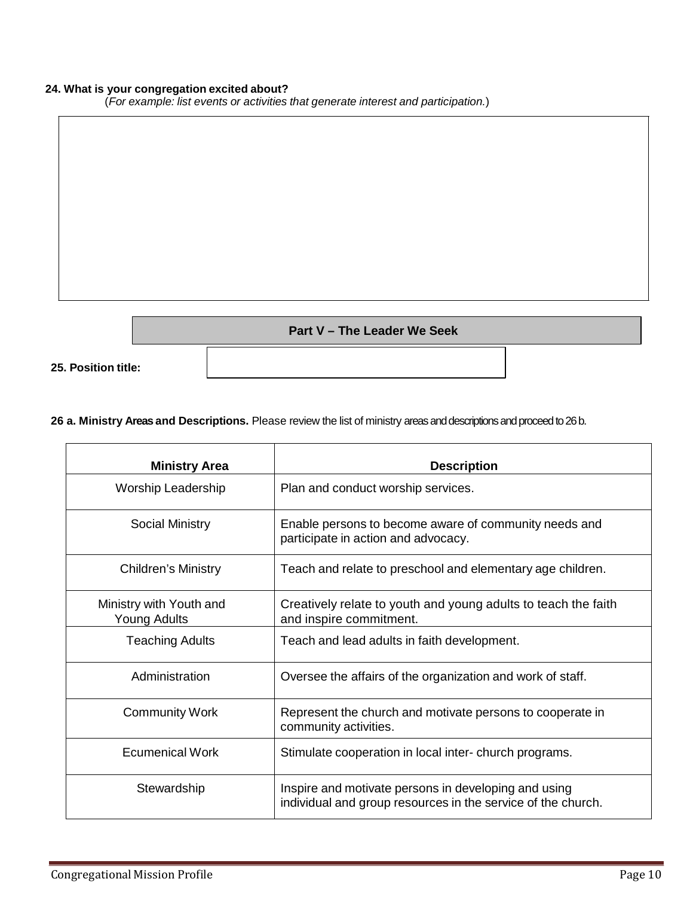**24. What is your congregation excited about?**

(*For example: list events or activities that generate interest and participation.*)

## Part V – The Leader We Seek

**25. Position title:**

**26 a. Ministry Areas and Descriptions.** Please review the list of ministry areas and descriptions and proceed to 26 b.

| Ministry Area | Description |
|---|---|
| Worship Leadership | Plan and conduct worship services. |
| Social Ministry | Enable persons to become aware of community needs and participate in action and advocacy. |
| Children's Ministry | Teach and relate to preschool and elementary age children. |
| Ministry with Youth and Young Adults | Creatively relate to youth and young adults to teach the faith and inspire commitment. |
| Teaching Adults | Teach and lead adults in faith development. |
| Administration | Oversee the affairs of the organization and work of staff. |
| Community Work | Represent the church and motivate persons to cooperate in community activities. |
| Ecumenical Work | Stimulate cooperation in local inter- church programs. |
| Stewardship | Inspire and motivate persons in developing and using individual and group resources in the service of the church. |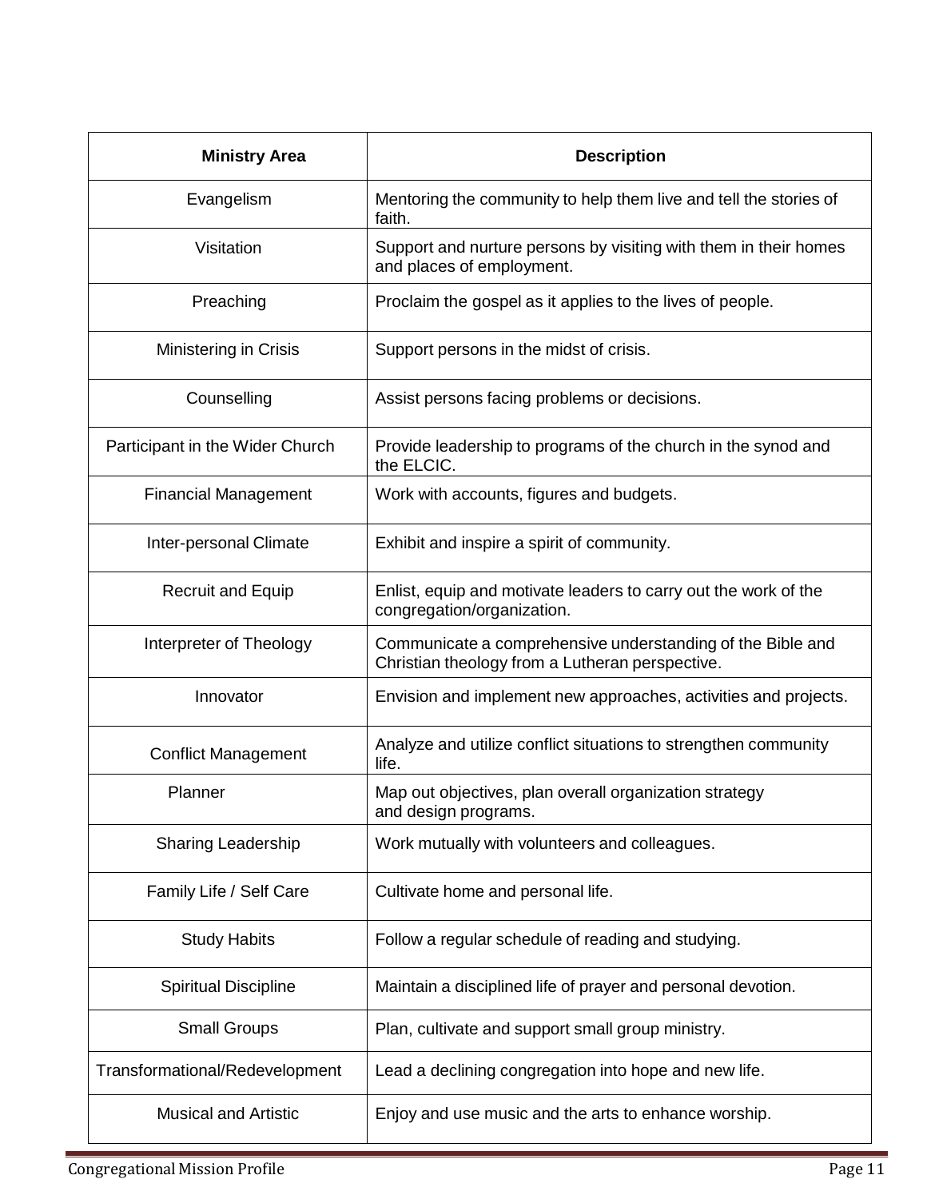| Ministry Area | Description |
| --- | --- |
| Evangelism | Mentoring the community to help them live and tell the stories of faith. |
| Visitation | Support and nurture persons by visiting with them in their homes and places of employment. |
| Preaching | Proclaim the gospel as it applies to the lives of people. |
| Ministering in Crisis | Support persons in the midst of crisis. |
| Counselling | Assist persons facing problems or decisions. |
| Participant in the Wider Church | Provide leadership to programs of the church in the synod and the ELCIC. |
| Financial Management | Work with accounts, figures and budgets. |
| Inter-personal Climate | Exhibit and inspire a spirit of community. |
| Recruit and Equip | Enlist, equip and motivate leaders to carry out the work of the congregation/organization. |
| Interpreter of Theology | Communicate a comprehensive understanding of the Bible and Christian theology from a Lutheran perspective. |
| Innovator | Envision and implement new approaches, activities and projects. |
| Conflict Management | Analyze and utilize conflict situations to strengthen community life. |
| Planner | Map out objectives, plan overall organization strategy and design programs. |
| Sharing Leadership | Work mutually with volunteers and colleagues. |
| Family Life / Self Care | Cultivate home and personal life. |
| Study Habits | Follow a regular schedule of reading and studying. |
| Spiritual Discipline | Maintain a disciplined life of prayer and personal devotion. |
| Small Groups | Plan, cultivate and support small group ministry. |
| Transformational/Redevelopment | Lead a declining congregation into hope and new life. |
| Musical and Artistic | Enjoy and use music and the arts to enhance worship. |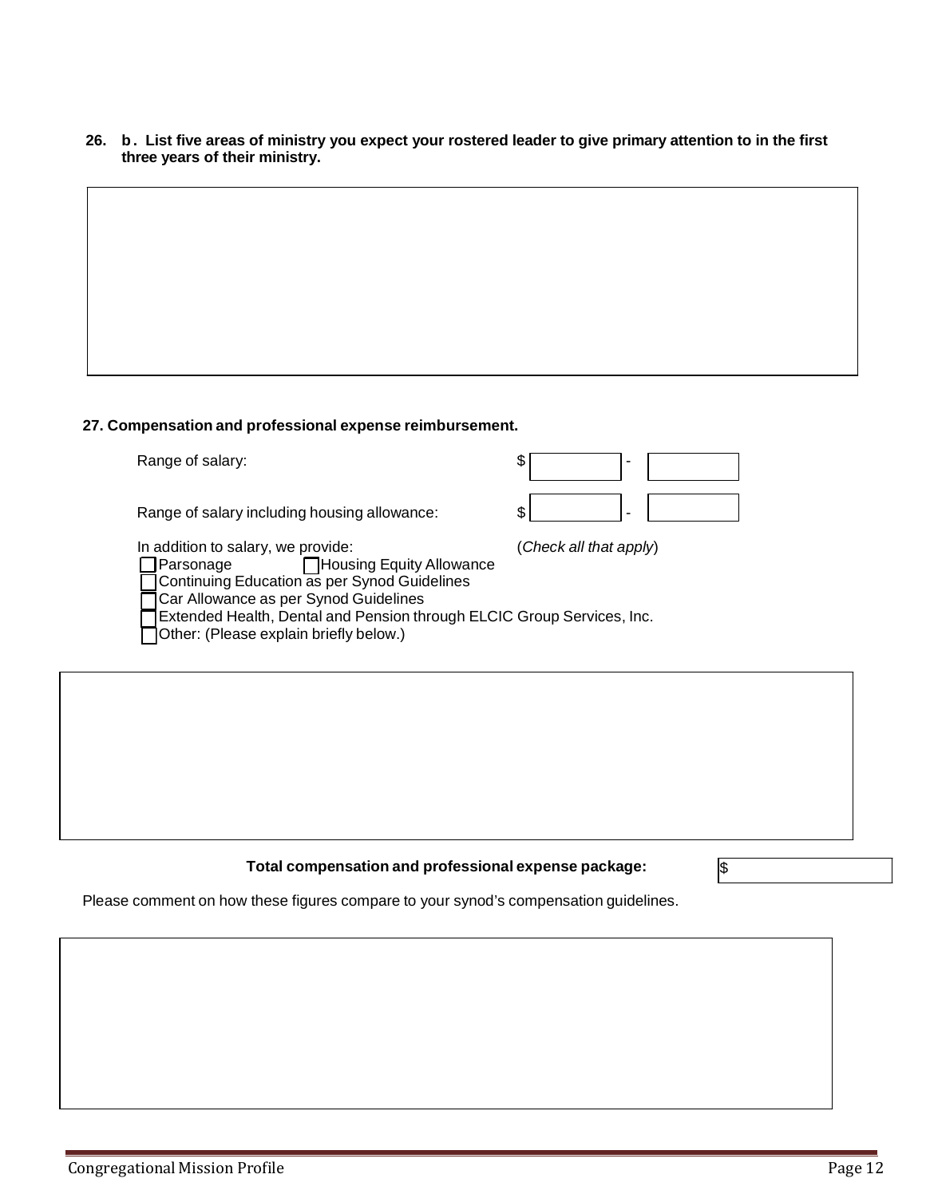**26. b. List five areas of ministry you expect your rostered leader to give primary attention to in the first three years of their ministry.**

**27. Compensation and professional expense reimbursement.**

Range of salary: $ ________ - ________

Range of salary including housing allowance: $ ________ - ________

In addition to salary, we provide: (*Check all that apply*)

- ☐ Parsonage ☐ Housing Equity Allowance
- ☐ Continuing Education as per Synod Guidelines
- ☐ Car Allowance as per Synod Guidelines
- ☐ Extended Health, Dental and Pension through ELCIC Group Services, Inc.
- ☐ Other: (Please explain briefly below.)

**Total compensation and professional expense package:** $

Please comment on how these figures compare to your synod's compensation guidelines.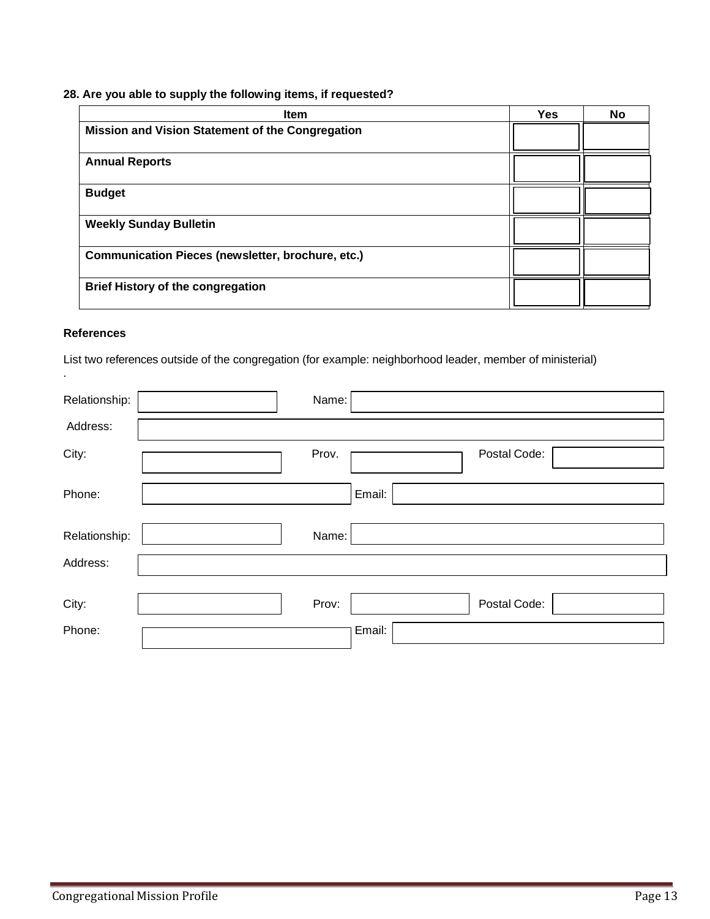**28. Are you able to supply the following items, if requested?**

| Item | Yes | No |
|---|---|---|
| **Mission and Vision Statement of the Congregation** | | |
| **Annual Reports** | | |
| **Budget** | | |
| **Weekly Sunday Bulletin** | | |
| **Communication Pieces (newsletter, brochure, etc.)** | | |
| **Brief History of the congregation** | | |

**References**

List two references outside of the congregation (for example: neighborhood leader, member of ministerial)

.

Relationship: \_\_\_\_\_\_\_\_ Name: \_\_\_\_\_\_\_\_

Address: \_\_\_\_\_\_\_\_

City: \_\_\_\_\_\_\_\_ Prov. \_\_\_\_\_\_\_\_ Postal Code: \_\_\_\_\_\_\_\_

Phone: \_\_\_\_\_\_\_\_ Email: \_\_\_\_\_\_\_\_

Relationship: \_\_\_\_\_\_\_\_ Name: \_\_\_\_\_\_\_\_

Address: \_\_\_\_\_\_\_\_

City: \_\_\_\_\_\_\_\_ Prov: \_\_\_\_\_\_\_\_ Postal Code: \_\_\_\_\_\_\_\_

Phone: \_\_\_\_\_\_\_\_ Email: \_\_\_\_\_\_\_\_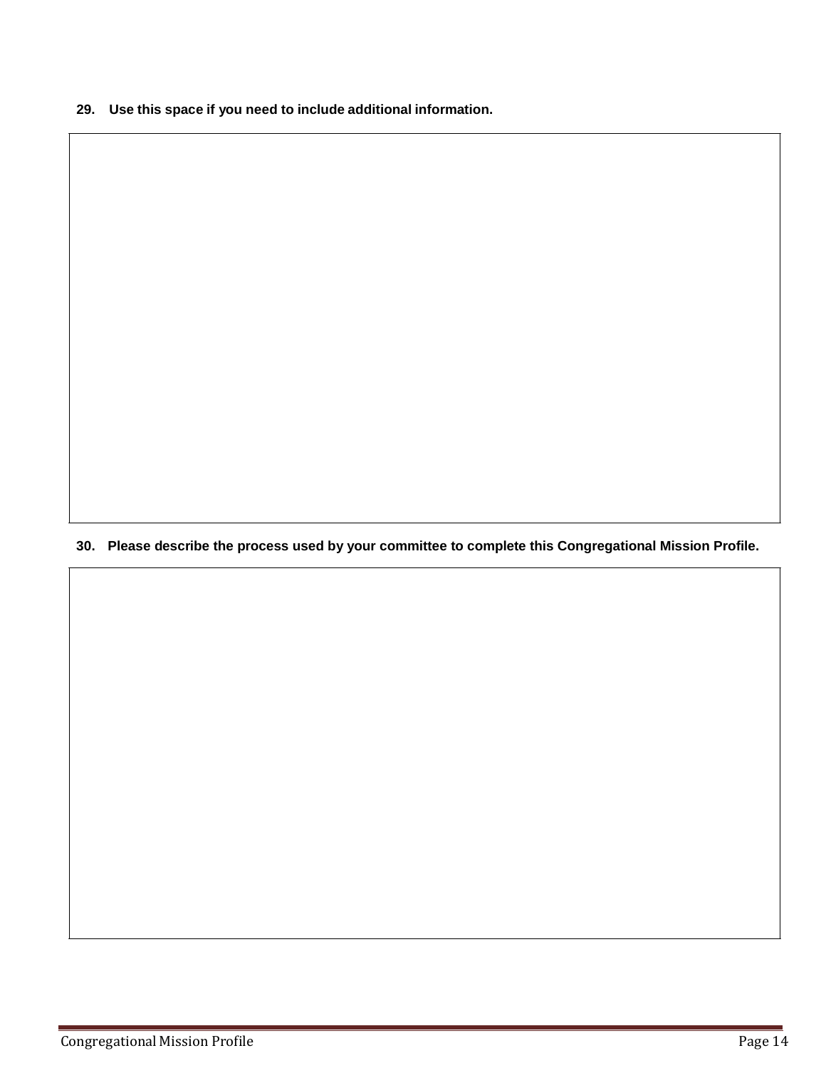29. **Use this space if you need to include additional information.**

30. **Please describe the process used by your committee to complete this Congregational Mission Profile.**